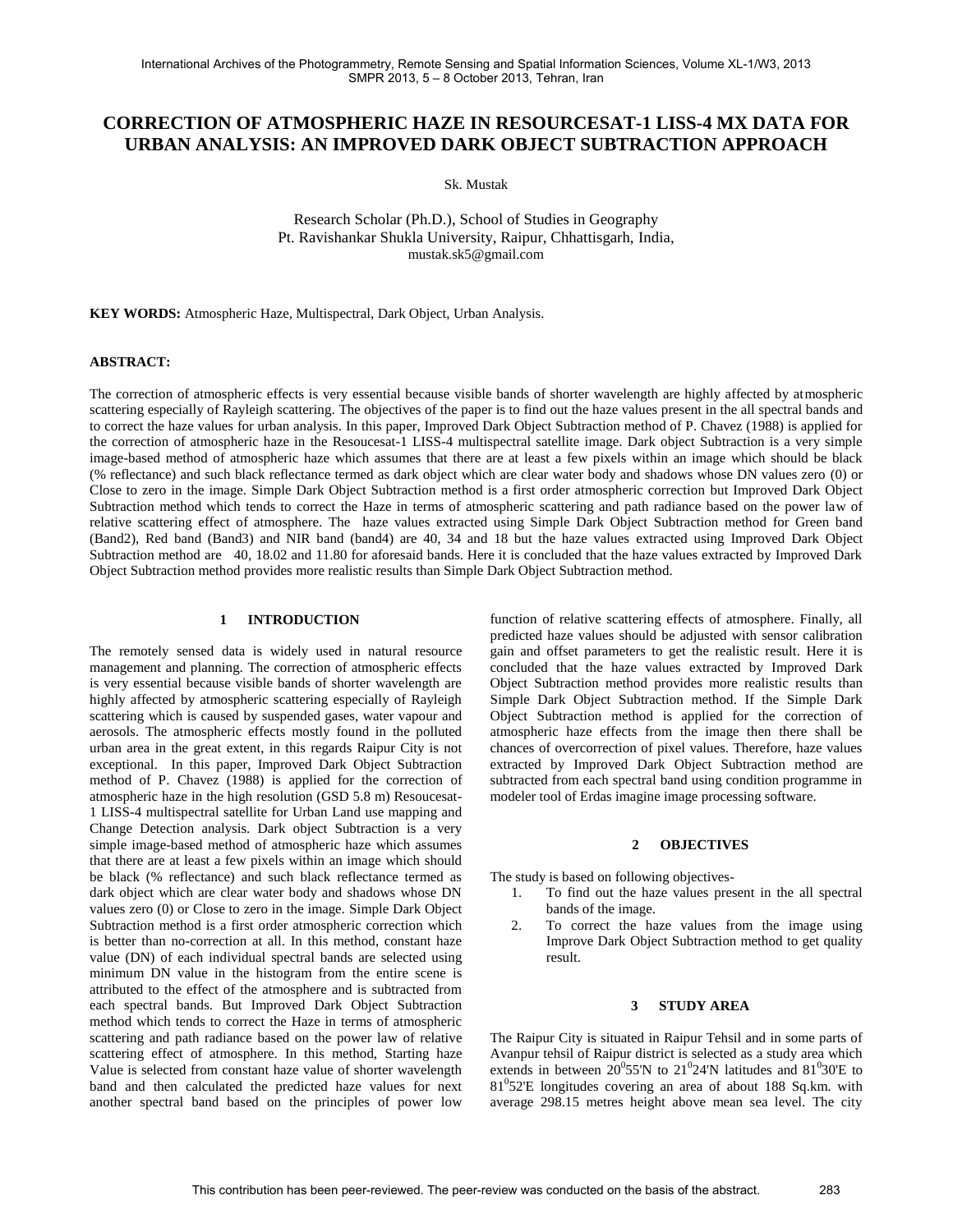# CORRECTION OF ATMOSPHERIC HAZE IN RESOURCESAT-1 LISS-4 MX DATA FOR URBAN ANALYSIS: AN IMPROVED DARK OBJECT SUBTRACTION APPROACH

Sk. Mustak

Research Scholar (Ph.D.), School of Studies in Geography
Pt. Ravishankar Shukla University, Raipur, Chhattisgarh, India,
mustak.sk5@gmail.com

**KEY WORDS:** Atmospheric Haze, Multispectral, Dark Object, Urban Analysis.

## ABSTRACT:

The correction of atmospheric effects is very essential because visible bands of shorter wavelength are highly affected by atmospheric scattering especially of Rayleigh scattering. The objectives of the paper is to find out the haze values present in the all spectral bands and to correct the haze values for urban analysis. In this paper, Improved Dark Object Subtraction method of P. Chavez (1988) is applied for the correction of atmospheric haze in the Resoucesat-1 LISS-4 multispectral satellite image. Dark object Subtraction is a very simple image-based method of atmospheric haze which assumes that there are at least a few pixels within an image which should be black (% reflectance) and such black reflectance termed as dark object which are clear water body and shadows whose DN values zero (0) or Close to zero in the image. Simple Dark Object Subtraction method is a first order atmospheric correction but Improved Dark Object Subtraction method which tends to correct the Haze in terms of atmospheric scattering and path radiance based on the power law of relative scattering effect of atmosphere. The haze values extracted using Simple Dark Object Subtraction method for Green band (Band2), Red band (Band3) and NIR band (band4) are 40, 34 and 18 but the haze values extracted using Improved Dark Object Subtraction method are 40, 18.02 and 11.80 for aforesaid bands. Here it is concluded that the haze values extracted by Improved Dark Object Subtraction method provides more realistic results than Simple Dark Object Subtraction method.

## 1 INTRODUCTION

The remotely sensed data is widely used in natural resource management and planning. The correction of atmospheric effects is very essential because visible bands of shorter wavelength are highly affected by atmospheric scattering especially of Rayleigh scattering which is caused by suspended gases, water vapour and aerosols. The atmospheric effects mostly found in the polluted urban area in the great extent, in this regards Raipur City is not exceptional. In this paper, Improved Dark Object Subtraction method of P. Chavez (1988) is applied for the correction of atmospheric haze in the high resolution (GSD 5.8 m) Resoucesat-1 LISS-4 multispectral satellite for Urban Land use mapping and Change Detection analysis. Dark object Subtraction is a very simple image-based method of atmospheric haze which assumes that there are at least a few pixels within an image which should be black (% reflectance) and such black reflectance termed as dark object which are clear water body and shadows whose DN values zero (0) or Close to zero in the image. Simple Dark Object Subtraction method is a first order atmospheric correction which is better than no-correction at all. In this method, constant haze value (DN) of each individual spectral bands are selected using minimum DN value in the histogram from the entire scene is attributed to the effect of the atmosphere and is subtracted from each spectral bands. But Improved Dark Object Subtraction method which tends to correct the Haze in terms of atmospheric scattering and path radiance based on the power law of relative scattering effect of atmosphere. In this method, Starting haze Value is selected from constant haze value of shorter wavelength band and then calculated the predicted haze values for next another spectral band based on the principles of power low function of relative scattering effects of atmosphere. Finally, all predicted haze values should be adjusted with sensor calibration gain and offset parameters to get the realistic result. Here it is concluded that the haze values extracted by Improved Dark Object Subtraction method provides more realistic results than Simple Dark Object Subtraction method. If the Simple Dark Object Subtraction method is applied for the correction of atmospheric haze effects from the image then there shall be chances of overcorrection of pixel values. Therefore, haze values extracted by Improved Dark Object Subtraction method are subtracted from each spectral band using condition programme in modeler tool of Erdas imagine image processing software.

## 2 OBJECTIVES

The study is based on following objectives-

1. To find out the haze values present in the all spectral bands of the image.
2. To correct the haze values from the image using Improve Dark Object Subtraction method to get quality result.

## 3 STUDY AREA

The Raipur City is situated in Raipur Tehsil and in some parts of Avanpur tehsil of Raipur district is selected as a study area which extends in between $20^0$55'N to $21^0$24'N latitudes and $81^0$30'E to $81^0$52'E longitudes covering an area of about 188 Sq.km. with average 298.15 metres height above mean sea level. The city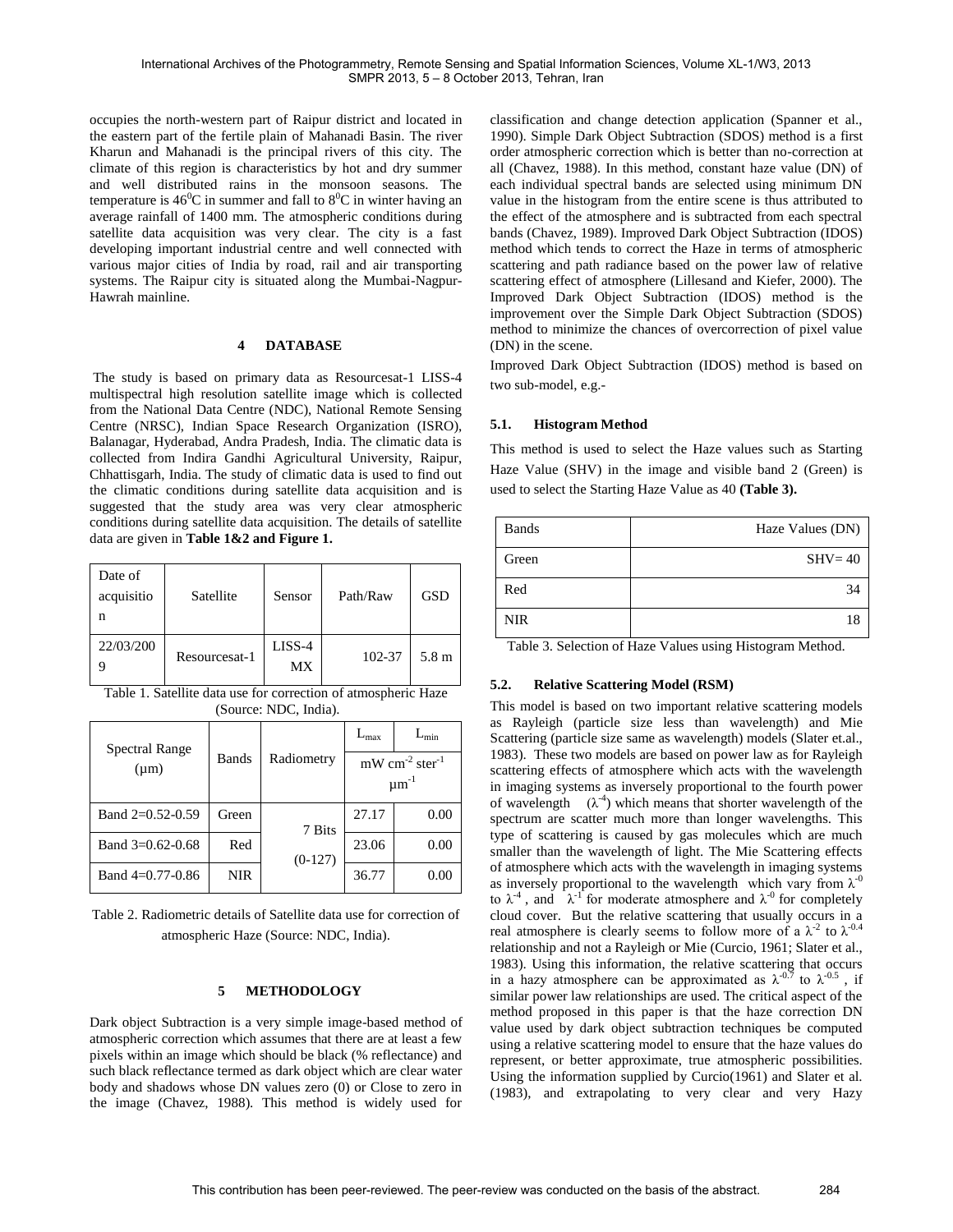occupies the north-western part of Raipur district and located in the eastern part of the fertile plain of Mahanadi Basin. The river Kharun and Mahanadi is the principal rivers of this city. The climate of this region is characteristics by hot and dry summer and well distributed rains in the monsoon seasons. The temperature is $46^0$C in summer and fall to $8^0$C in winter having an average rainfall of 1400 mm. The atmospheric conditions during satellite data acquisition was very clear. The city is a fast developing important industrial centre and well connected with various major cities of India by road, rail and air transporting systems. The Raipur city is situated along the Mumbai-Nagpur-Hawrah mainline.

## 4 DATABASE

The study is based on primary data as Resourcesat-1 LISS-4 multispectral high resolution satellite image which is collected from the National Data Centre (NDC), National Remote Sensing Centre (NRSC), Indian Space Research Organization (ISRO), Balanagar, Hyderabad, Andra Pradesh, India. The climatic data is collected from Indira Gandhi Agricultural University, Raipur, Chhattisgarh, India. The study of climatic data is used to find out the climatic conditions during satellite data acquisition and is suggested that the study area was very clear atmospheric conditions during satellite data acquisition. The details of satellite data are given in **Table 1&2 and Figure 1.**

| Date of acquisition | Satellite | Sensor | Path/Raw | GSD |
|---|---|---|---|---|
| 22/03/2009 | Resourcesat-1 | LISS-4 MX | 102-37 | 5.8 m |

Table 1. Satellite data use for correction of atmospheric Haze (Source: NDC, India).

| Spectral Range (µm) | Bands | Radiometry | $L_{max}$ | $L_{min}$ |
|---|---|---|---|---|
| | | | mW cm$^{-2}$ ster$^{-1}$ µm$^{-1}$ | |
| Band 2=0.52-0.59 | Green | 7 Bits (0-127) | 27.17 | 0.00 |
| Band 3=0.62-0.68 | Red | | 23.06 | 0.00 |
| Band 4=0.77-0.86 | NIR | | 36.77 | 0.00 |

Table 2. Radiometric details of Satellite data use for correction of atmospheric Haze (Source: NDC, India).

## 5 METHODOLOGY

Dark object Subtraction is a very simple image-based method of atmospheric correction which assumes that there are at least a few pixels within an image which should be black (% reflectance) and such black reflectance termed as dark object which are clear water body and shadows whose DN values zero (0) or Close to zero in the image (Chavez, 1988). This method is widely used for classification and change detection application (Spanner et al., 1990). Simple Dark Object Subtraction (SDOS) method is a first order atmospheric correction which is better than no-correction at all (Chavez, 1988). In this method, constant haze value (DN) of each individual spectral bands are selected using minimum DN value in the histogram from the entire scene is thus attributed to the effect of the atmosphere and is subtracted from each spectral bands (Chavez, 1989). Improved Dark Object Subtraction (IDOS) method which tends to correct the Haze in terms of atmospheric scattering and path radiance based on the power law of relative scattering effect of atmosphere (Lillesand and Kiefer, 2000). The Improved Dark Object Subtraction (IDOS) method is the improvement over the Simple Dark Object Subtraction (SDOS) method to minimize the chances of overcorrection of pixel value (DN) in the scene.

Improved Dark Object Subtraction (IDOS) method is based on two sub-model, e.g.-

### 5.1. Histogram Method

This method is used to select the Haze values such as Starting Haze Value (SHV) in the image and visible band 2 (Green) is used to select the Starting Haze Value as 40 **(Table 3).**

| Bands | Haze Values (DN) |
|---|---|
| Green | SHV= 40 |
| Red | 34 |
| NIR | 18 |

Table 3. Selection of Haze Values using Histogram Method.

### 5.2. Relative Scattering Model (RSM)

This model is based on two important relative scattering models as Rayleigh (particle size less than wavelength) and Mie Scattering (particle size same as wavelength) models (Slater et.al., 1983). These two models are based on power law as for Rayleigh scattering effects of atmosphere which acts with the wavelength in imaging systems as inversely proportional to the fourth power of wavelength ($\lambda^{-4}$) which means that shorter wavelength of the spectrum are scatter much more than longer wavelengths. This type of scattering is caused by gas molecules which are much smaller than the wavelength of light. The Mie Scattering effects of atmosphere which acts with the wavelength in imaging systems as inversely proportional to the wavelength which vary from $\lambda^{-0}$ to $\lambda^{-4}$, and $\lambda^{-1}$ for moderate atmosphere and $\lambda^{-0}$ for completely cloud cover. But the relative scattering that usually occurs in a real atmosphere is clearly seems to follow more of a $\lambda^{-2}$ to $\lambda^{-0.4}$ relationship and not a Rayleigh or Mie (Curcio, 1961; Slater et al., 1983). Using this information, the relative scattering that occurs in a hazy atmosphere can be approximated as $\lambda^{-0.7}$ to $\lambda^{-0.5}$, if similar power law relationships are used. The critical aspect of the method proposed in this paper is that the haze correction DN value used by dark object subtraction techniques be computed using a relative scattering model to ensure that the haze values do represent, or better approximate, true atmospheric possibilities. Using the information supplied by Curcio(1961) and Slater et al. (1983), and extrapolating to very clear and very Hazy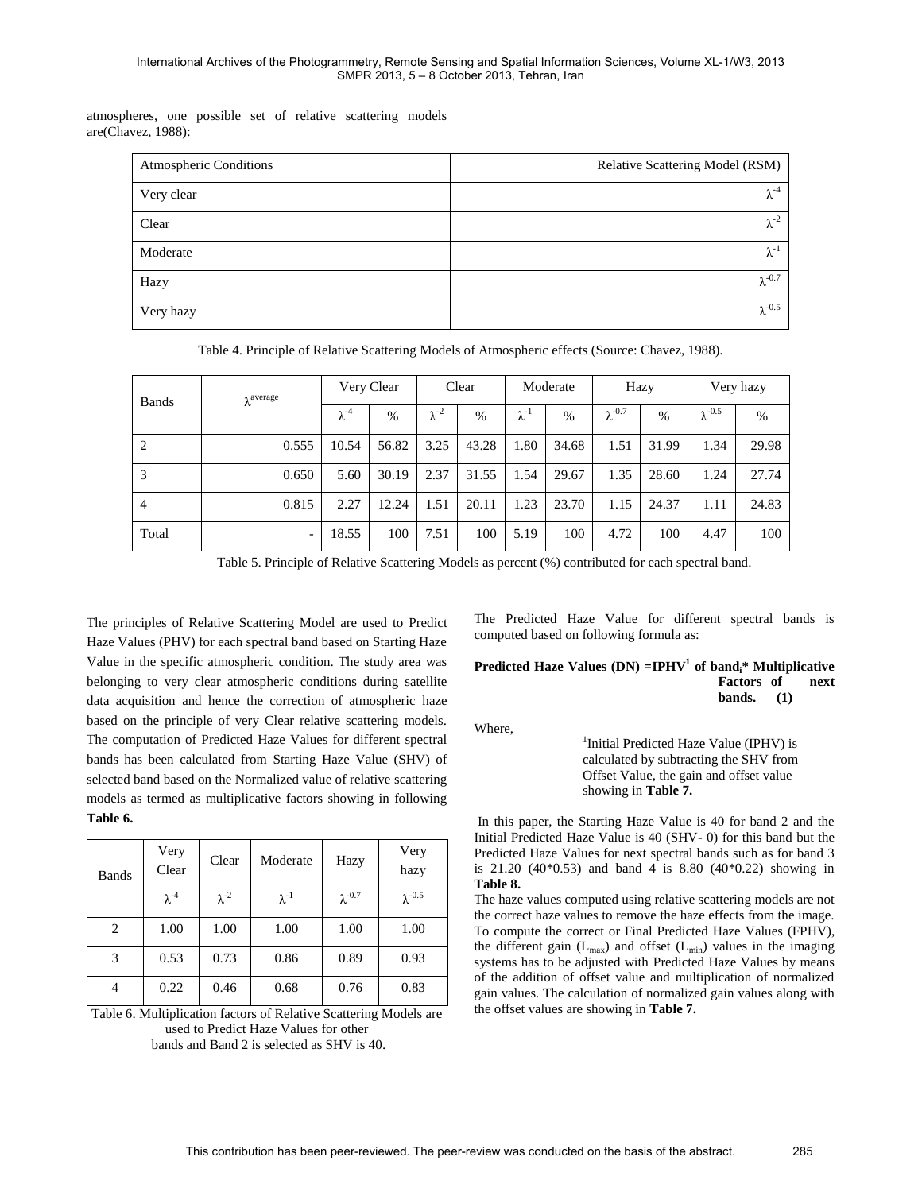atmospheres, one possible set of relative scattering models are(Chavez, 1988):

| Atmospheric Conditions | Relative Scattering Model (RSM) |
|---|---|
| Very clear | $\lambda^{-4}$ |
| Clear | $\lambda^{-2}$ |
| Moderate | $\lambda^{-1}$ |
| Hazy | $\lambda^{-0.7}$ |
| Very hazy | $\lambda^{-0.5}$ |

Table 4. Principle of Relative Scattering Models of Atmospheric effects (Source: Chavez, 1988).

| Bands | $\lambda^{average}$ | Very Clear | | Clear | | Moderate | | Hazy | | Very hazy | |
|---|---|---|---|---|---|---|---|---|---|---|---|
| | | $\lambda^{-4}$ | % | $\lambda^{-2}$ | % | $\lambda^{-1}$ | % | $\lambda^{-0.7}$ | % | $\lambda^{-0.5}$ | % |
| 2 | 0.555 | 10.54 | 56.82 | 3.25 | 43.28 | 1.80 | 34.68 | 1.51 | 31.99 | 1.34 | 29.98 |
| 3 | 0.650 | 5.60 | 30.19 | 2.37 | 31.55 | 1.54 | 29.67 | 1.35 | 28.60 | 1.24 | 27.74 |
| 4 | 0.815 | 2.27 | 12.24 | 1.51 | 20.11 | 1.23 | 23.70 | 1.15 | 24.37 | 1.11 | 24.83 |
| Total | - | 18.55 | 100 | 7.51 | 100 | 5.19 | 100 | 4.72 | 100 | 4.47 | 100 |

Table 5. Principle of Relative Scattering Models as percent (%) contributed for each spectral band.

The principles of Relative Scattering Model are used to Predict Haze Values (PHV) for each spectral band based on Starting Haze Value in the specific atmospheric condition. The study area was belonging to very clear atmospheric conditions during satellite data acquisition and hence the correction of atmospheric haze based on the principle of very Clear relative scattering models. The computation of Predicted Haze Values for different spectral bands has been calculated from Starting Haze Value (SHV) of selected band based on the Normalized value of relative scattering models as termed as multiplicative factors showing in following **Table 6.**

| Bands | Very Clear | Clear | Moderate | Hazy | Very hazy |
|---|---|---|---|---|---|
| | $\lambda^{-4}$ | $\lambda^{-2}$ | $\lambda^{-1}$ | $\lambda^{-0.7}$ | $\lambda^{-0.5}$ |
| 2 | 1.00 | 1.00 | 1.00 | 1.00 | 1.00 |
| 3 | 0.53 | 0.73 | 0.86 | 0.89 | 0.93 |
| 4 | 0.22 | 0.46 | 0.68 | 0.76 | 0.83 |

Table 6. Multiplication factors of Relative Scattering Models are used to Predict Haze Values for other bands and Band 2 is selected as SHV is 40.

The Predicted Haze Value for different spectral bands is computed based on following formula as:

**Predicted Haze Values (DN) =IPHV[1] of band$_i$* Multiplicative Factors of next bands. (1)**

Where,

[1]Initial Predicted Haze Value (IPHV) is calculated by subtracting the SHV from Offset Value, the gain and offset value showing in **Table 7.**

In this paper, the Starting Haze Value is 40 for band 2 and the Initial Predicted Haze Value is 40 (SHV- 0) for this band but the Predicted Haze Values for next spectral bands such as for band 3 is 21.20 (40*0.53) and band 4 is 8.80 (40*0.22) showing in **Table 8.**

The haze values computed using relative scattering models are not the correct haze values to remove the haze effects from the image. To compute the correct or Final Predicted Haze Values (FPHV), the different gain ($L_{max}$) and offset ($L_{min}$) values in the imaging systems has to be adjusted with Predicted Haze Values by means of the addition of offset value and multiplication of normalized gain values. The calculation of normalized gain values along with the offset values are showing in **Table 7.**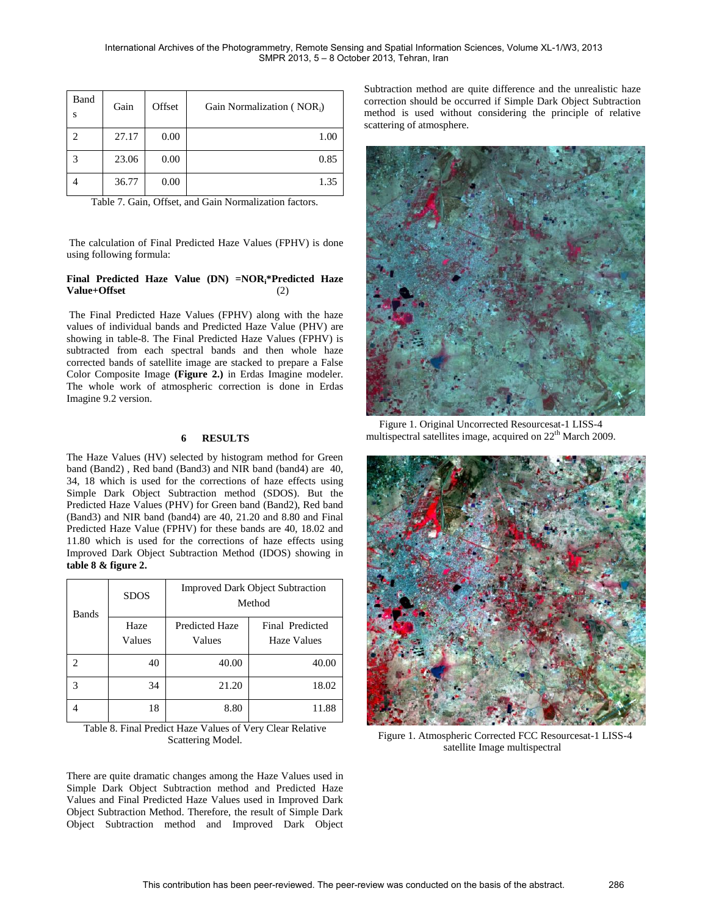| Bands | Gain | Offset | Gain Normalization ( $NOR_i$) |
|---|---|---|---|
| 2 | 27.17 | 0.00 | 1.00 |
| 3 | 23.06 | 0.00 | 0.85 |
| 4 | 36.77 | 0.00 | 1.35 |

Table 7. Gain, Offset, and Gain Normalization factors.

The calculation of Final Predicted Haze Values (FPHV) is done using following formula:

**Final Predicted Haze Value (DN) =$NOR_i$*Predicted Haze Value+Offset** (2)

The Final Predicted Haze Values (FPHV) along with the haze values of individual bands and Predicted Haze Value (PHV) are showing in table-8. The Final Predicted Haze Values (FPHV) is subtracted from each spectral bands and then whole haze corrected bands of satellite image are stacked to prepare a False Color Composite Image **(Figure 2.)** in Erdas Imagine modeler. The whole work of atmospheric correction is done in Erdas Imagine 9.2 version.

## 6 RESULTS

The Haze Values (HV) selected by histogram method for Green band (Band2) , Red band (Band3) and NIR band (band4) are 40, 34, 18 which is used for the corrections of haze effects using Simple Dark Object Subtraction method (SDOS). But the Predicted Haze Values (PHV) for Green band (Band2), Red band (Band3) and NIR band (band4) are 40, 21.20 and 8.80 and Final Predicted Haze Value (FPHV) for these bands are 40, 18.02 and 11.80 which is used for the corrections of haze effects using Improved Dark Object Subtraction Method (IDOS) showing in **table 8 & figure 2.**

| Bands | SDOS | Improved Dark Object Subtraction Method | |
|---|---|---|---|
| | Haze Values | Predicted Haze Values | Final Predicted Haze Values |
| 2 | 40 | 40.00 | 40.00 |
| 3 | 34 | 21.20 | 18.02 |
| 4 | 18 | 8.80 | 11.88 |

Table 8. Final Predict Haze Values of Very Clear Relative Scattering Model.

There are quite dramatic changes among the Haze Values used in Simple Dark Object Subtraction method and Predicted Haze Values and Final Predicted Haze Values used in Improved Dark Object Subtraction Method. Therefore, the result of Simple Dark Object Subtraction method and Improved Dark Object Subtraction method are quite difference and the unrealistic haze correction should be occurred if Simple Dark Object Subtraction method is used without considering the principle of relative scattering of atmosphere.

Figure 1. Original Uncorrected Resourcesat-1 LISS-4 multispectral satellites image, acquired on 22[th] March 2009.

Figure 1. Atmospheric Corrected FCC Resourcesat-1 LISS-4 satellite Image multispectral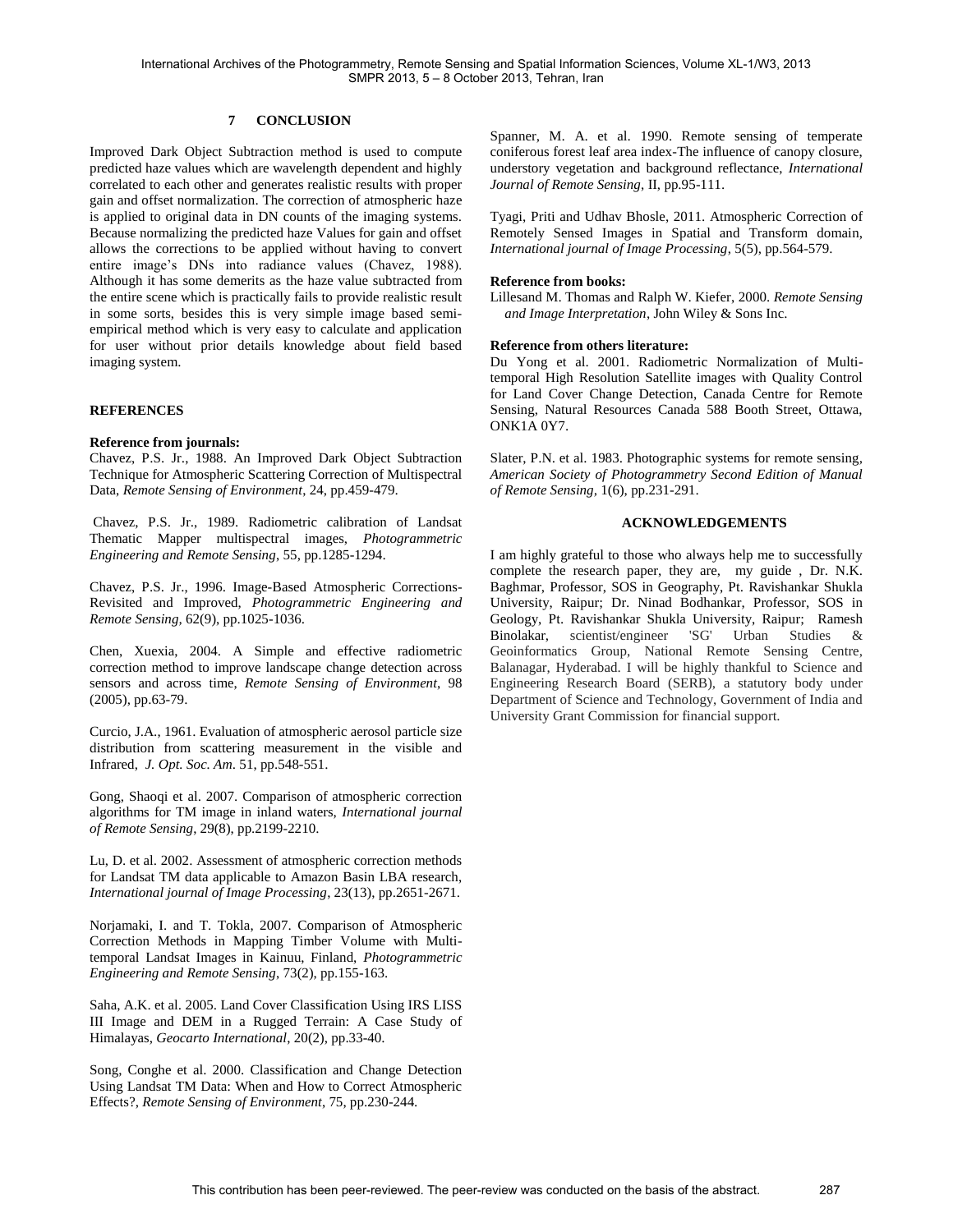## 7 CONCLUSION

Improved Dark Object Subtraction method is used to compute predicted haze values which are wavelength dependent and highly correlated to each other and generates realistic results with proper gain and offset normalization. The correction of atmospheric haze is applied to original data in DN counts of the imaging systems. Because normalizing the predicted haze Values for gain and offset allows the corrections to be applied without having to convert entire image's DNs into radiance values (Chavez, 1988). Although it has some demerits as the haze value subtracted from the entire scene which is practically fails to provide realistic result in some sorts, besides this is very simple image based semi-empirical method which is very easy to calculate and application for user without prior details knowledge about field based imaging system.

## REFERENCES

**Reference from journals:**

Chavez, P.S. Jr., 1988. An Improved Dark Object Subtraction Technique for Atmospheric Scattering Correction of Multispectral Data, *Remote Sensing of Environment*, 24, pp.459-479.

Chavez, P.S. Jr., 1989. Radiometric calibration of Landsat Thematic Mapper multispectral images, *Photogrammetric Engineering and Remote Sensing*, 55, pp.1285-1294.

Chavez, P.S. Jr., 1996. Image-Based Atmospheric Corrections-Revisited and Improved, *Photogrammetric Engineering and Remote Sensing*, 62(9), pp.1025-1036.

Chen, Xuexia, 2004. A Simple and effective radiometric correction method to improve landscape change detection across sensors and across time, *Remote Sensing of Environment*, 98 (2005), pp.63-79.

Curcio, J.A., 1961. Evaluation of atmospheric aerosol particle size distribution from scattering measurement in the visible and Infrared, *J. Opt. Soc. Am*. 51, pp.548-551.

Gong, Shaoqi et al. 2007. Comparison of atmospheric correction algorithms for TM image in inland waters, *International journal of Remote Sensing*, 29(8), pp.2199-2210.

Lu, D. et al. 2002. Assessment of atmospheric correction methods for Landsat TM data applicable to Amazon Basin LBA research, *International journal of Image Processing*, 23(13), pp.2651-2671.

Norjamaki, I. and T. Tokla, 2007. Comparison of Atmospheric Correction Methods in Mapping Timber Volume with Multi-temporal Landsat Images in Kainuu, Finland, *Photogrammetric Engineering and Remote Sensing*, 73(2), pp.155-163.

Saha, A.K. et al. 2005. Land Cover Classification Using IRS LISS III Image and DEM in a Rugged Terrain: A Case Study of Himalayas, *Geocarto International*, 20(2), pp.33-40.

Song, Conghe et al. 2000. Classification and Change Detection Using Landsat TM Data: When and How to Correct Atmospheric Effects?, *Remote Sensing of Environment*, 75, pp.230-244.

Spanner, M. A. et al. 1990. Remote sensing of temperate coniferous forest leaf area index-The influence of canopy closure, understory vegetation and background reflectance, *International Journal of Remote Sensing*, II, pp.95-111.

Tyagi, Priti and Udhav Bhosle, 2011. Atmospheric Correction of Remotely Sensed Images in Spatial and Transform domain, *International journal of Image Processing*, 5(5), pp.564-579.

**Reference from books:**

Lillesand M. Thomas and Ralph W. Kiefer, 2000. *Remote Sensing and Image Interpretation*, John Wiley & Sons Inc.

**Reference from others literature:**

Du Yong et al. 2001. Radiometric Normalization of Multi-temporal High Resolution Satellite images with Quality Control for Land Cover Change Detection, Canada Centre for Remote Sensing, Natural Resources Canada 588 Booth Street, Ottawa, ONK1A 0Y7.

Slater, P.N. et al. 1983. Photographic systems for remote sensing, *American Society of Photogrammetry Second Edition of Manual of Remote Sensing*, 1(6), pp.231-291.

## ACKNOWLEDGEMENTS

I am highly grateful to those who always help me to successfully complete the research paper, they are, my guide , Dr. N.K. Baghmar, Professor, SOS in Geography, Pt. Ravishankar Shukla University, Raipur; Dr. Ninad Bodhankar, Professor, SOS in Geology, Pt. Ravishankar Shukla University, Raipur; Ramesh Binolakar, scientist/engineer 'SG' Urban Studies & Geoinformatics Group, National Remote Sensing Centre, Balanagar, Hyderabad. I will be highly thankful to Science and Engineering Research Board (SERB), a statutory body under Department of Science and Technology, Government of India and University Grant Commission for financial support.